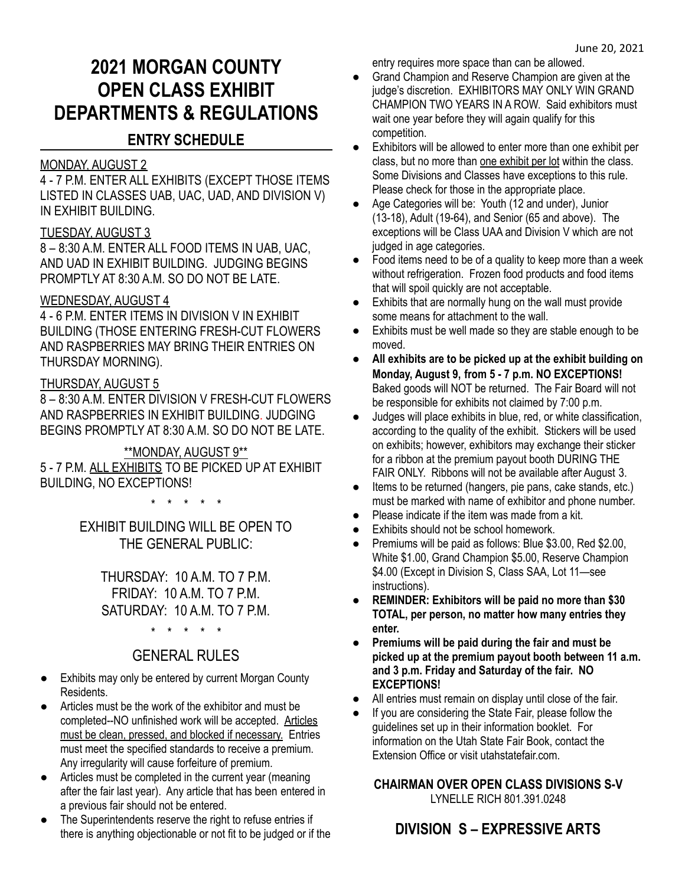June 20, 2021

# 2021 MORGAN COUNTY OPEN CLASS EXHIBIT DEPARTMENTS & REGULATIONS

## ENTRY SCHEDULE

MONDAY, AUGUST 2

4 - 7 P.M. ENTER ALL EXHIBITS (EXCEPT THOSE ITEMS LISTED IN CLASSES UAB, UAC, UAD, AND DIVISION V) IN EXHIBIT BUILDING.

TUESDAY, AUGUST 3

8 – 8:30 A.M. ENTER ALL FOOD ITEMS IN UAB, UAC, AND UAD IN EXHIBIT BUILDING. JUDGING BEGINS PROMPTLY AT 8:30 A.M. SO DO NOT BE LATE.

WEDNESDAY, AUGUST 4

4 - 6 P.M. ENTER ITEMS IN DIVISION V IN EXHIBIT BUILDING (THOSE ENTERING FRESH-CUT FLOWERS AND RASPBERRIES MAY BRING THEIR ENTRIES ON THURSDAY MORNING).

THURSDAY, AUGUST 5

8 – 8:30 A.M. ENTER DIVISION V FRESH-CUT FLOWERS AND RASPBERRIES IN EXHIBIT BUILDING. JUDGING BEGINS PROMPTLY AT 8:30 A.M. SO DO NOT BE LATE.

**MONDAY, AUGUST 9**

5 - 7 P.M. ALL EXHIBITS TO BE PICKED UP AT EXHIBIT BUILDING, NO EXCEPTIONS!

\* \* \* \* \*

EXHIBIT BUILDING WILL BE OPEN TO THE GENERAL PUBLIC:

THURSDAY: 10 A.M. TO 7 P.M.
FRIDAY: 10 A.M. TO 7 P.M.
SATURDAY: 10 A.M. TO 7 P.M.

\* \* \* \* \*

## GENERAL RULES

- Exhibits may only be entered by current Morgan County Residents.
- Articles must be the work of the exhibitor and must be completed--NO unfinished work will be accepted. Articles must be clean, pressed, and blocked if necessary. Entries must meet the specified standards to receive a premium. Any irregularity will cause forfeiture of premium.
- Articles must be completed in the current year (meaning after the fair last year). Any article that has been entered in a previous fair should not be entered.
- The Superintendents reserve the right to refuse entries if there is anything objectionable or not fit to be judged or if the entry requires more space than can be allowed.
- Grand Champion and Reserve Champion are given at the judge's discretion. EXHIBITORS MAY ONLY WIN GRAND CHAMPION TWO YEARS IN A ROW. Said exhibitors must wait one year before they will again qualify for this competition.
- Exhibitors will be allowed to enter more than one exhibit per class, but no more than one exhibit per lot within the class. Some Divisions and Classes have exceptions to this rule. Please check for those in the appropriate place.
- Age Categories will be: Youth (12 and under), Junior (13-18), Adult (19-64), and Senior (65 and above). The exceptions will be Class UAA and Division V which are not judged in age categories.
- Food items need to be of a quality to keep more than a week without refrigeration. Frozen food products and food items that will spoil quickly are not acceptable.
- Exhibits that are normally hung on the wall must provide some means for attachment to the wall.
- Exhibits must be well made so they are stable enough to be moved.
- **All exhibits are to be picked up at the exhibit building on Monday, August 9, from 5 - 7 p.m. NO EXCEPTIONS!** Baked goods will NOT be returned. The Fair Board will not be responsible for exhibits not claimed by 7:00 p.m.
- Judges will place exhibits in blue, red, or white classification, according to the quality of the exhibit. Stickers will be used on exhibits; however, exhibitors may exchange their sticker for a ribbon at the premium payout booth DURING THE FAIR ONLY. Ribbons will not be available after August 3.
- Items to be returned (hangers, pie pans, cake stands, etc.) must be marked with name of exhibitor and phone number.
- Please indicate if the item was made from a kit.
- Exhibits should not be school homework.
- Premiums will be paid as follows: Blue $3.00, Red $2.00, White $1.00, Grand Champion $5.00, Reserve Champion $4.00 (Except in Division S, Class SAA, Lot 11—see instructions).
- **REMINDER: Exhibitors will be paid no more than $30 TOTAL, per person, no matter how many entries they enter.**
- **Premiums will be paid during the fair and must be picked up at the premium payout booth between 11 a.m. and 3 p.m. Friday and Saturday of the fair. NO EXCEPTIONS!**
- All entries must remain on display until close of the fair.
- If you are considering the State Fair, please follow the guidelines set up in their information booklet. For information on the Utah State Fair Book, contact the Extension Office or visit utahstatefair.com.

**CHAIRMAN OVER OPEN CLASS DIVISIONS S-V**
LYNELLE RICH 801.391.0248

## DIVISION S – EXPRESSIVE ARTS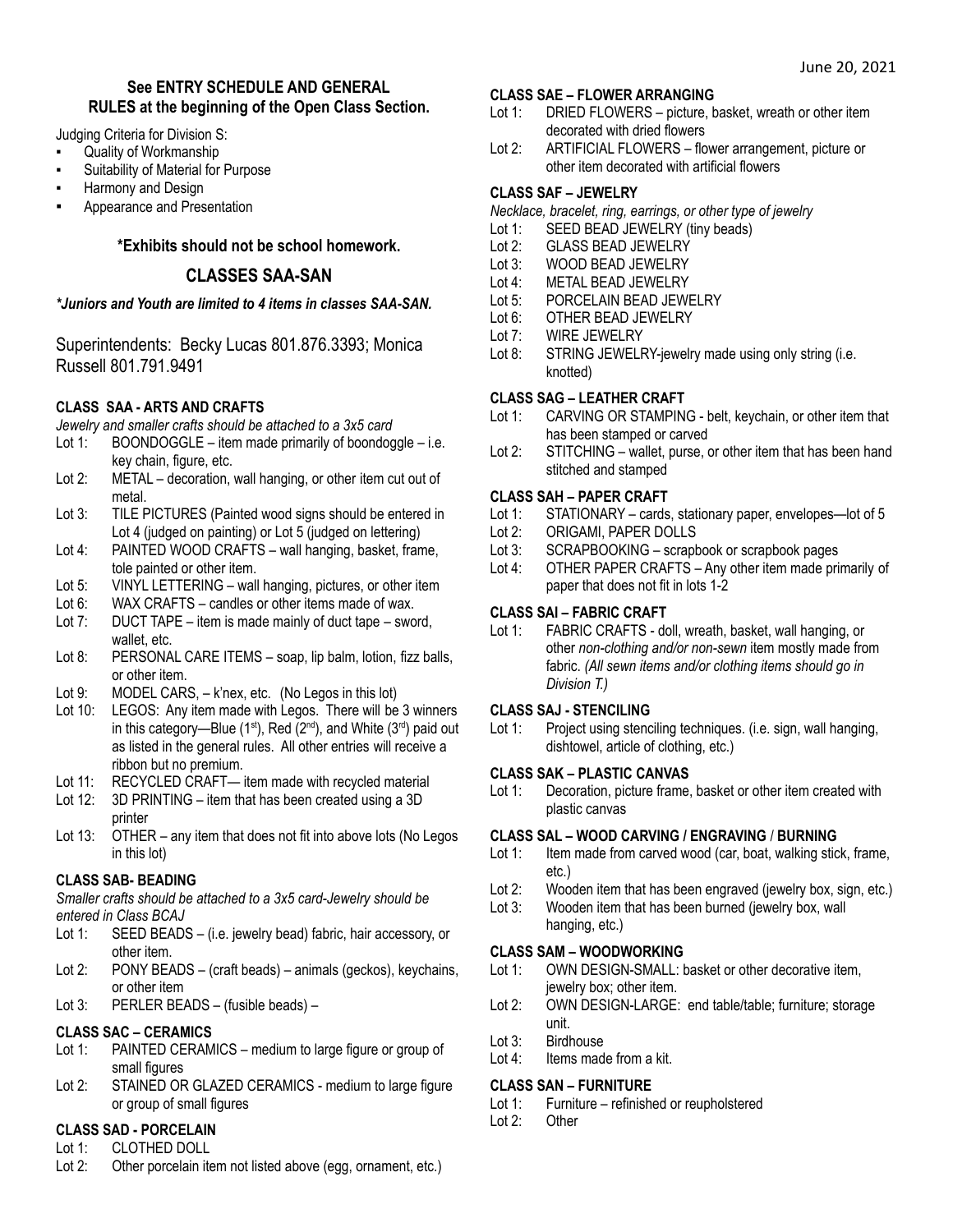**See ENTRY SCHEDULE AND GENERAL RULES at the beginning of the Open Class Section.**

Judging Criteria for Division S:

- Quality of Workmanship
- Suitability of Material for Purpose
- Harmony and Design
- Appearance and Presentation

**\*Exhibits should not be school homework.**

## CLASSES SAA-SAN

***Juniors and Youth are limited to 4 items in classes SAA-SAN.***

Superintendents: Becky Lucas 801.876.3393; Monica Russell 801.791.9491

### CLASS SAA - ARTS AND CRAFTS

*Jewelry and smaller crafts should be attached to a 3x5 card*

- Lot 1: BOONDOGGLE – item made primarily of boondoggle – i.e. key chain, figure, etc.
- Lot 2: METAL – decoration, wall hanging, or other item cut out of metal.
- Lot 3: TILE PICTURES (Painted wood signs should be entered in Lot 4 (judged on painting) or Lot 5 (judged on lettering)
- Lot 4: PAINTED WOOD CRAFTS – wall hanging, basket, frame, tole painted or other item.
- Lot 5: VINYL LETTERING – wall hanging, pictures, or other item
- Lot 6: WAX CRAFTS – candles or other items made of wax.
- Lot 7: DUCT TAPE – item is made mainly of duct tape – sword, wallet, etc.
- Lot 8: PERSONAL CARE ITEMS – soap, lip balm, lotion, fizz balls, or other item.
- Lot 9: MODEL CARS, – k'nex, etc. (No Legos in this lot)
- Lot 10: LEGOS: Any item made with Legos. There will be 3 winners in this category—Blue (1st), Red (2nd), and White (3rd) paid out as listed in the general rules. All other entries will receive a ribbon but no premium.
- Lot 11: RECYCLED CRAFT— item made with recycled material
- Lot 12: 3D PRINTING – item that has been created using a 3D printer
- Lot 13: OTHER – any item that does not fit into above lots (No Legos in this lot)

### CLASS SAB- BEADING

*Smaller crafts should be attached to a 3x5 card-Jewelry should be entered in Class BCAJ*

- Lot 1: SEED BEADS – (i.e. jewelry bead) fabric, hair accessory, or other item.
- Lot 2: PONY BEADS – (craft beads) – animals (geckos), keychains, or other item
- Lot 3: PERLER BEADS – (fusible beads) –

### CLASS SAC – CERAMICS

- Lot 1: PAINTED CERAMICS – medium to large figure or group of small figures
- Lot 2: STAINED OR GLAZED CERAMICS - medium to large figure or group of small figures

### CLASS SAD - PORCELAIN

- Lot 1: CLOTHED DOLL
- Lot 2: Other porcelain item not listed above (egg, ornament, etc.)

### CLASS SAE – FLOWER ARRANGING

- Lot 1: DRIED FLOWERS – picture, basket, wreath or other item decorated with dried flowers
- Lot 2: ARTIFICIAL FLOWERS – flower arrangement, picture or other item decorated with artificial flowers

### CLASS SAF – JEWELRY

*Necklace, bracelet, ring, earrings, or other type of jewelry*

- Lot 1: SEED BEAD JEWELRY (tiny beads)
- Lot 2: GLASS BEAD JEWELRY
- Lot 3: WOOD BEAD JEWELRY
- Lot 4: METAL BEAD JEWELRY
- Lot 5: PORCELAIN BEAD JEWELRY
- Lot 6: OTHER BEAD JEWELRY
- Lot 7: WIRE JEWELRY
- Lot 8: STRING JEWELRY-jewelry made using only string (i.e. knotted)

### CLASS SAG – LEATHER CRAFT

- Lot 1: CARVING OR STAMPING - belt, keychain, or other item that has been stamped or carved
- Lot 2: STITCHING – wallet, purse, or other item that has been hand stitched and stamped

### CLASS SAH – PAPER CRAFT

- Lot 1: STATIONARY – cards, stationary paper, envelopes—lot of 5
- Lot 2: ORIGAMI, PAPER DOLLS
- Lot 3: SCRAPBOOKING – scrapbook or scrapbook pages
- Lot 4: OTHER PAPER CRAFTS – Any other item made primarily of paper that does not fit in lots 1-2

### CLASS SAI – FABRIC CRAFT

- Lot 1: FABRIC CRAFTS - doll, wreath, basket, wall hanging, or other *non-clothing and/or non-sewn* item mostly made from fabric. *(All sewn items and/or clothing items should go in Division T.)*

### CLASS SAJ - STENCILING

- Lot 1: Project using stenciling techniques. (i.e. sign, wall hanging, dishtowel, article of clothing, etc.)

### CLASS SAK – PLASTIC CANVAS

- Lot 1: Decoration, picture frame, basket or other item created with plastic canvas

### CLASS SAL – WOOD CARVING / ENGRAVING / BURNING

- Lot 1: Item made from carved wood (car, boat, walking stick, frame, etc.)
- Lot 2: Wooden item that has been engraved (jewelry box, sign, etc.)
- Lot 3: Wooden item that has been burned (jewelry box, wall hanging, etc.)

### CLASS SAM – WOODWORKING

- Lot 1: OWN DESIGN-SMALL: basket or other decorative item, jewelry box; other item.
- Lot 2: OWN DESIGN-LARGE: end table/table; furniture; storage unit.
- Lot 3: Birdhouse
- Lot 4: Items made from a kit.

### CLASS SAN – FURNITURE

- Lot 1: Furniture – refinished or reupholstered
- Lot 2: Other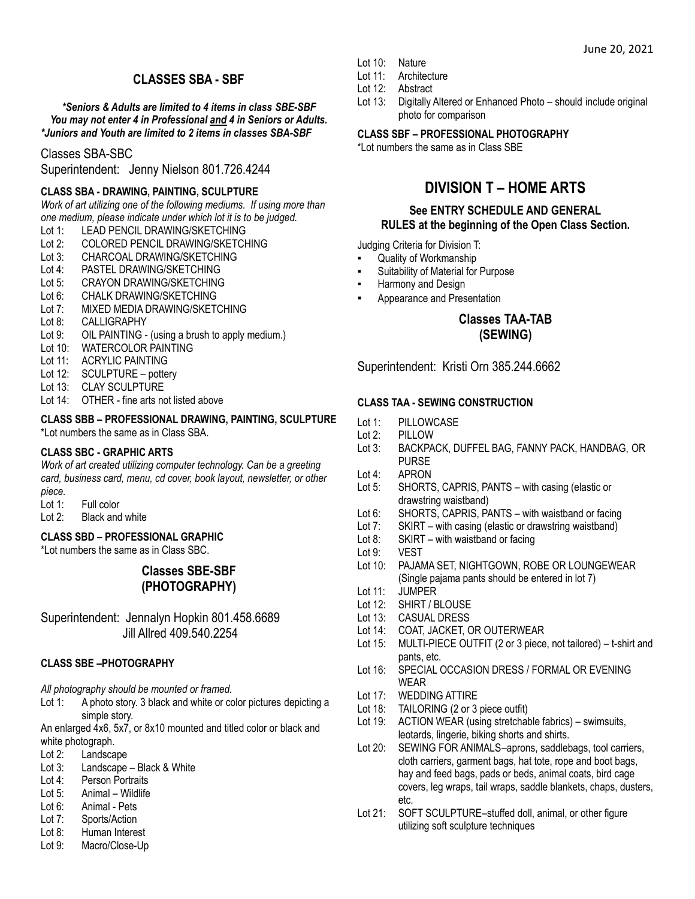## CLASSES SBA - SBF

***Seniors & Adults are limited to 4 items in class SBE-SBF***
***You may not enter 4 in Professional and 4 in Seniors or Adults.***
***Juniors and Youth are limited to 2 items in classes SBA-SBF***

Classes SBA-SBC
Superintendent: Jenny Nielson 801.726.4244

**CLASS SBA - DRAWING, PAINTING, SCULPTURE**

*Work of art utilizing one of the following mediums. If using more than one medium, please indicate under which lot it is to be judged.*

- Lot 1: LEAD PENCIL DRAWING/SKETCHING
- Lot 2: COLORED PENCIL DRAWING/SKETCHING
- Lot 3: CHARCOAL DRAWING/SKETCHING
- Lot 4: PASTEL DRAWING/SKETCHING
- Lot 5: CRAYON DRAWING/SKETCHING
- Lot 6: CHALK DRAWING/SKETCHING
- Lot 7: MIXED MEDIA DRAWING/SKETCHING
- Lot 8: CALLIGRAPHY
- Lot 9: OIL PAINTING - (using a brush to apply medium.)
- Lot 10: WATERCOLOR PAINTING
- Lot 11: ACRYLIC PAINTING
- Lot 12: SCULPTURE – pottery
- Lot 13: CLAY SCULPTURE
- Lot 14: OTHER - fine arts not listed above

**CLASS SBB – PROFESSIONAL DRAWING, PAINTING, SCULPTURE**

*Lot numbers the same as in Class SBA.

**CLASS SBC - GRAPHIC ARTS**

*Work of art created utilizing computer technology. Can be a greeting card, business card, menu, cd cover, book layout, newsletter, or other piece.*

- Lot 1: Full color
- Lot 2: Black and white

**CLASS SBD – PROFESSIONAL GRAPHIC**

*Lot numbers the same as in Class SBC.

### Classes SBE-SBF (PHOTOGRAPHY)

Superintendent: Jennalyn Hopkin 801.458.6689
Jill Allred 409.540.2254

**CLASS SBE –PHOTOGRAPHY**

*All photography should be mounted or framed.*

- Lot 1: A photo story. 3 black and white or color pictures depicting a simple story.

An enlarged 4x6, 5x7, or 8x10 mounted and titled color or black and white photograph.

- Lot 2: Landscape
- Lot 3: Landscape – Black & White
- Lot 4: Person Portraits
- Lot 5: Animal – Wildlife
- Lot 6: Animal - Pets
- Lot 7: Sports/Action
- Lot 8: Human Interest
- Lot 9: Macro/Close-Up
- Lot 10: Nature
- Lot 11: Architecture
- Lot 12: Abstract
- Lot 13: Digitally Altered or Enhanced Photo – should include original photo for comparison

**CLASS SBF – PROFESSIONAL PHOTOGRAPHY**

*Lot numbers the same as in Class SBE

# DIVISION T – HOME ARTS

### See ENTRY SCHEDULE AND GENERAL RULES at the beginning of the Open Class Section.

Judging Criteria for Division T:

- Quality of Workmanship
- Suitability of Material for Purpose
- Harmony and Design
- Appearance and Presentation

### Classes TAA-TAB (SEWING)

Superintendent: Kristi Orn 385.244.6662

**CLASS TAA - SEWING CONSTRUCTION**

- Lot 1: PILLOWCASE
- Lot 2: PILLOW
- Lot 3: BACKPACK, DUFFEL BAG, FANNY PACK, HANDBAG, OR PURSE
- Lot 4: APRON
- Lot 5: SHORTS, CAPRIS, PANTS – with casing (elastic or drawstring waistband)
- Lot 6: SHORTS, CAPRIS, PANTS – with waistband or facing
- Lot 7: SKIRT – with casing (elastic or drawstring waistband)
- Lot 8: SKIRT – with waistband or facing
- Lot 9: VEST
- Lot 10: PAJAMA SET, NIGHTGOWN, ROBE OR LOUNGEWEAR (Single pajama pants should be entered in lot 7)
- Lot 11: JUMPER
- Lot 12: SHIRT / BLOUSE
- Lot 13: CASUAL DRESS
- Lot 14: COAT, JACKET, OR OUTERWEAR
- Lot 15: MULTI-PIECE OUTFIT (2 or 3 piece, not tailored) – t-shirt and pants, etc.
- Lot 16: SPECIAL OCCASION DRESS / FORMAL OR EVENING WEAR
- Lot 17: WEDDING ATTIRE
- Lot 18: TAILORING (2 or 3 piece outfit)
- Lot 19: ACTION WEAR (using stretchable fabrics) – swimsuits, leotards, lingerie, biking shorts and shirts.
- Lot 20: SEWING FOR ANIMALS–aprons, saddlebags, tool carriers, cloth carriers, garment bags, hat tote, rope and boot bags, hay and feed bags, pads or beds, animal coats, bird cage covers, leg wraps, tail wraps, saddle blankets, chaps, dusters, etc.
- Lot 21: SOFT SCULPTURE–stuffed doll, animal, or other figure utilizing soft sculpture techniques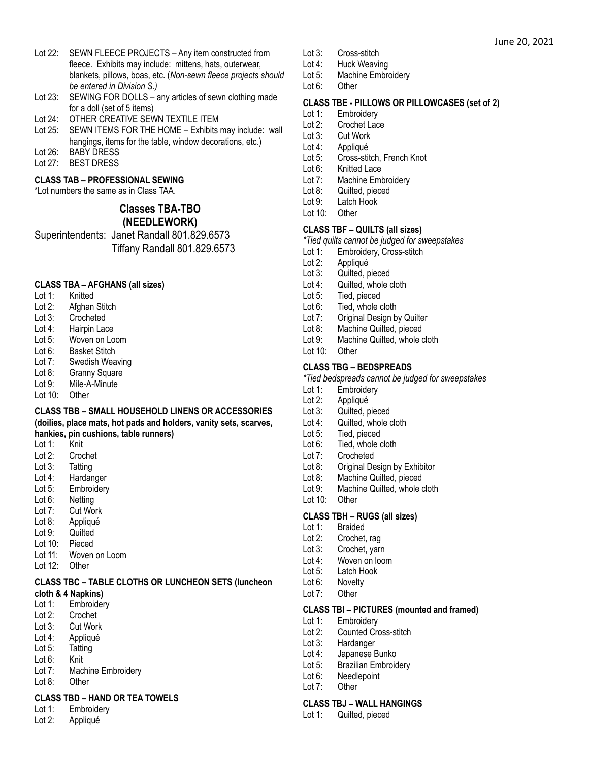Lot 22: SEWN FLEECE PROJECTS – Any item constructed from fleece. Exhibits may include: mittens, hats, outerwear, blankets, pillows, boas, etc. (*Non-sewn fleece projects should be entered in Division S.)*

Lot 23: SEWING FOR DOLLS – any articles of sewn clothing made for a doll (set of 5 items)

Lot 24: OTHER CREATIVE SEWN TEXTILE ITEM

Lot 25: SEWN ITEMS FOR THE HOME – Exhibits may include: wall hangings, items for the table, window decorations, etc.)

Lot 26: BABY DRESS

Lot 27: BEST DRESS

**CLASS TAB – PROFESSIONAL SEWING**

*Lot numbers the same as in Class TAA.

## Classes TBA-TBO (NEEDLEWORK)

Superintendents: Janet Randall 801.829.6573
Tiffany Randall 801.829.6573

**CLASS TBA – AFGHANS (all sizes)**

Lot 1: Knitted
Lot 2: Afghan Stitch
Lot 3: Crocheted
Lot 4: Hairpin Lace
Lot 5: Woven on Loom
Lot 6: Basket Stitch
Lot 7: Swedish Weaving
Lot 8: Granny Square
Lot 9: Mile-A-Minute
Lot 10: Other

**CLASS TBB – SMALL HOUSEHOLD LINENS OR ACCESSORIES (doilies, place mats, hot pads and holders, vanity sets, scarves, hankies, pin cushions, table runners)**

Lot 1: Knit
Lot 2: Crochet
Lot 3: Tatting
Lot 4: Hardanger
Lot 5: Embroidery
Lot 6: Netting
Lot 7: Cut Work
Lot 8: Appliqué
Lot 9: Quilted
Lot 10: Pieced
Lot 11: Woven on Loom
Lot 12: Other

**CLASS TBC – TABLE CLOTHS OR LUNCHEON SETS (luncheon cloth & 4 Napkins)**

Lot 1: Embroidery
Lot 2: Crochet
Lot 3: Cut Work
Lot 4: Appliqué
Lot 5: Tatting
Lot 6: Knit
Lot 7: Machine Embroidery
Lot 8: Other

**CLASS TBD – HAND OR TEA TOWELS**

Lot 1: Embroidery
Lot 2: Appliqué
Lot 3: Cross-stitch
Lot 4: Huck Weaving
Lot 5: Machine Embroidery
Lot 6: Other

**CLASS TBE - PILLOWS OR PILLOWCASES (set of 2)**

Lot 1: Embroidery
Lot 2: Crochet Lace
Lot 3: Cut Work
Lot 4: Appliqué
Lot 5: Cross-stitch, French Knot
Lot 6: Knitted Lace
Lot 7: Machine Embroidery
Lot 8: Quilted, pieced
Lot 9: Latch Hook
Lot 10: Other

**CLASS TBF – QUILTS (all sizes)**

*\*Tied quilts cannot be judged for sweepstakes*

Lot 1: Embroidery, Cross-stitch
Lot 2: Appliqué
Lot 3: Quilted, pieced
Lot 4: Quilted, whole cloth
Lot 5: Tied, pieced
Lot 6: Tied, whole cloth
Lot 7: Original Design by Quilter
Lot 8: Machine Quilted, pieced
Lot 9: Machine Quilted, whole cloth
Lot 10: Other

**CLASS TBG – BEDSPREADS**

*\*Tied bedspreads cannot be judged for sweepstakes*

Lot 1: Embroidery
Lot 2: Appliqué
Lot 3: Quilted, pieced
Lot 4: Quilted, whole cloth
Lot 5: Tied, pieced
Lot 6: Tied, whole cloth
Lot 7: Crocheted
Lot 8: Original Design by Exhibitor
Lot 8: Machine Quilted, pieced
Lot 9: Machine Quilted, whole cloth
Lot 10: Other

**CLASS TBH – RUGS (all sizes)**

Lot 1: Braided
Lot 2: Crochet, rag
Lot 3: Crochet, yarn
Lot 4: Woven on loom
Lot 5: Latch Hook
Lot 6: Novelty
Lot 7: Other

**CLASS TBI – PICTURES (mounted and framed)**

Lot 1: Embroidery
Lot 2: Counted Cross-stitch
Lot 3: Hardanger
Lot 4: Japanese Bunko
Lot 5: Brazilian Embroidery
Lot 6: Needlepoint
Lot 7: Other

**CLASS TBJ – WALL HANGINGS**

Lot 1: Quilted, pieced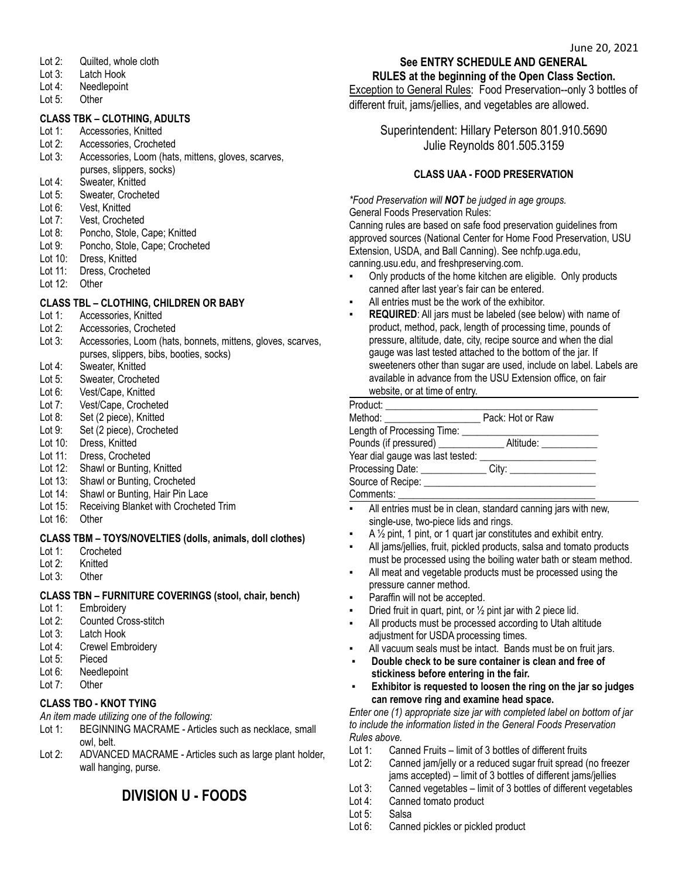Lot 2: Quilted, whole cloth
Lot 3: Latch Hook
Lot 4: Needlepoint
Lot 5: Other

**CLASS TBK – CLOTHING, ADULTS**

Lot 1: Accessories, Knitted
Lot 2: Accessories, Crocheted
Lot 3: Accessories, Loom (hats, mittens, gloves, scarves, purses, slippers, socks)
Lot 4: Sweater, Knitted
Lot 5: Sweater, Crocheted
Lot 6: Vest, Knitted
Lot 7: Vest, Crocheted
Lot 8: Poncho, Stole, Cape; Knitted
Lot 9: Poncho, Stole, Cape; Crocheted
Lot 10: Dress, Knitted
Lot 11: Dress, Crocheted
Lot 12: Other

**CLASS TBL – CLOTHING, CHILDREN OR BABY**

Lot 1: Accessories, Knitted
Lot 2: Accessories, Crocheted
Lot 3: Accessories, Loom (hats, bonnets, mittens, gloves, scarves, purses, slippers, bibs, booties, socks)
Lot 4: Sweater, Knitted
Lot 5: Sweater, Crocheted
Lot 6: Vest/Cape, Knitted
Lot 7: Vest/Cape, Crocheted
Lot 8: Set (2 piece), Knitted
Lot 9: Set (2 piece), Crocheted
Lot 10: Dress, Knitted
Lot 11: Dress, Crocheted
Lot 12: Shawl or Bunting, Knitted
Lot 13: Shawl or Bunting, Crocheted
Lot 14: Shawl or Bunting, Hair Pin Lace
Lot 15: Receiving Blanket with Crocheted Trim
Lot 16: Other

**CLASS TBM – TOYS/NOVELTIES (dolls, animals, doll clothes)**

Lot 1: Crocheted
Lot 2: Knitted
Lot 3: Other

**CLASS TBN – FURNITURE COVERINGS (stool, chair, bench)**

Lot 1: Embroidery
Lot 2: Counted Cross-stitch
Lot 3: Latch Hook
Lot 4: Crewel Embroidery
Lot 5: Pieced
Lot 6: Needlepoint
Lot 7: Other

**CLASS TBO - KNOT TYING**

*An item made utilizing one of the following:*

Lot 1: BEGINNING MACRAME - Articles such as necklace, small owl, belt.
Lot 2: ADVANCED MACRAME - Articles such as large plant holder, wall hanging, purse.

# DIVISION U - FOODS

June 20, 2021

**See ENTRY SCHEDULE AND GENERAL RULES at the beginning of the Open Class Section.**

Exception to General Rules: Food Preservation--only 3 bottles of different fruit, jams/jellies, and vegetables are allowed.

Superintendent: Hillary Peterson 801.910.5690
Julie Reynolds 801.505.3159

**CLASS UAA - FOOD PRESERVATION**

*\*Food Preservation will **NOT** be judged in age groups.*

General Foods Preservation Rules:

Canning rules are based on safe food preservation guidelines from approved sources (National Center for Home Food Preservation, USU Extension, USDA, and Ball Canning). See nchfp.uga.edu, canning.usu.edu, and freshpreserving.com.

- Only products of the home kitchen are eligible. Only products canned after last year's fair can be entered.
- All entries must be the work of the exhibitor.
- **REQUIRED**: All jars must be labeled (see below) with name of product, method, pack, length of processing time, pounds of pressure, altitude, date, city, recipe source and when the dial gauge was last tested attached to the bottom of the jar. If sweeteners other than sugar are used, include on label. Labels are available in advance from the USU Extension office, on fair website, or at time of entry.

Product: ______________________________________
Method: __________________ Pack: Hot or Raw
Length of Processing Time: _________________________
Pounds (if pressured) ____________ Altitude: __________
Year dial gauge was last tested: _____________________
Processing Date: ____________ City: ________________
Source of Recipe: ________________________________
Comments: _____________________________________

- All entries must be in clean, standard canning jars with new, single-use, two-piece lids and rings.
- A ½ pint, 1 pint, or 1 quart jar constitutes and exhibit entry.
- All jams/jellies, fruit, pickled products, salsa and tomato products must be processed using the boiling water bath or steam method.
- All meat and vegetable products must be processed using the pressure canner method.
- Paraffin will not be accepted.
- Dried fruit in quart, pint, or ½ pint jar with 2 piece lid.
- All products must be processed according to Utah altitude adjustment for USDA processing times.
- All vacuum seals must be intact. Bands must be on fruit jars.
- **Double check to be sure container is clean and free of stickiness before entering in the fair.**
- **Exhibitor is requested to loosen the ring on the jar so judges can remove ring and examine head space.**

*Enter one (1) appropriate size jar with completed label on bottom of jar to include the information listed in the General Foods Preservation Rules above.*

Lot 1: Canned Fruits – limit of 3 bottles of different fruits
Lot 2: Canned jam/jelly or a reduced sugar fruit spread (no freezer jams accepted) – limit of 3 bottles of different jams/jellies
Lot 3: Canned vegetables – limit of 3 bottles of different vegetables
Lot 4: Canned tomato product
Lot 5: Salsa
Lot 6: Canned pickles or pickled product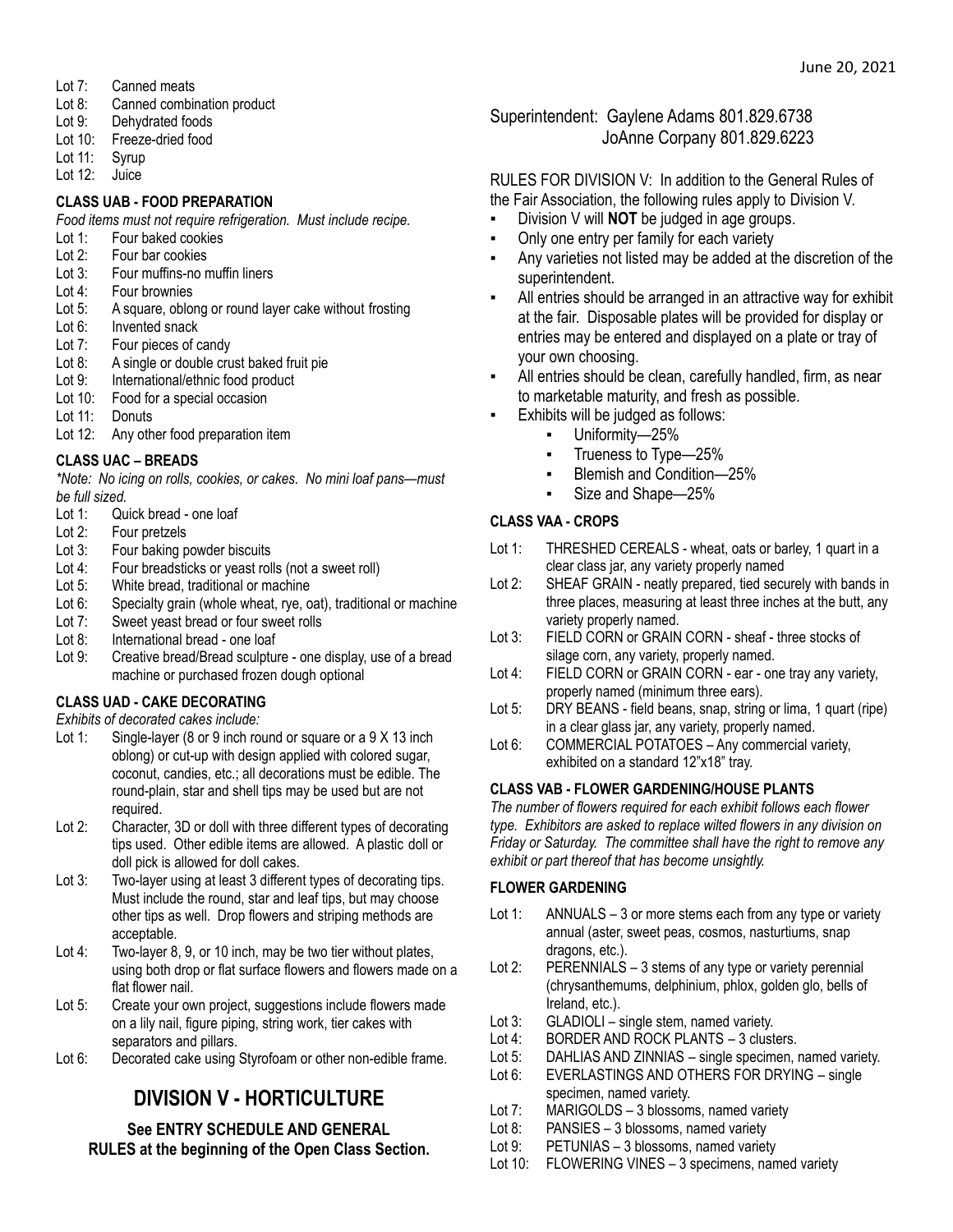Lot 7: Canned meats
Lot 8: Canned combination product
Lot 9: Dehydrated foods
Lot 10: Freeze-dried food
Lot 11: Syrup
Lot 12: Juice

**CLASS UAB - FOOD PREPARATION**

*Food items must not require refrigeration. Must include recipe.*

Lot 1: Four baked cookies
Lot 2: Four bar cookies
Lot 3: Four muffins-no muffin liners
Lot 4: Four brownies
Lot 5: A square, oblong or round layer cake without frosting
Lot 6: Invented snack
Lot 7: Four pieces of candy
Lot 8: A single or double crust baked fruit pie
Lot 9: International/ethnic food product
Lot 10: Food for a special occasion
Lot 11: Donuts
Lot 12: Any other food preparation item

**CLASS UAC – BREADS**

*\*Note: No icing on rolls, cookies, or cakes. No mini loaf pans—must be full sized.*

Lot 1: Quick bread - one loaf
Lot 2: Four pretzels
Lot 3: Four baking powder biscuits
Lot 4: Four breadsticks or yeast rolls (not a sweet roll)
Lot 5: White bread, traditional or machine
Lot 6: Specialty grain (whole wheat, rye, oat), traditional or machine
Lot 7: Sweet yeast bread or four sweet rolls
Lot 8: International bread - one loaf
Lot 9: Creative bread/Bread sculpture - one display, use of a bread machine or purchased frozen dough optional

**CLASS UAD - CAKE DECORATING**

*Exhibits of decorated cakes include:*

Lot 1: Single-layer (8 or 9 inch round or square or a 9 X 13 inch oblong) or cut-up with design applied with colored sugar, coconut, candies, etc.; all decorations must be edible. The round-plain, star and shell tips may be used but are not required.
Lot 2: Character, 3D or doll with three different types of decorating tips used. Other edible items are allowed. A plastic doll or doll pick is allowed for doll cakes.
Lot 3: Two-layer using at least 3 different types of decorating tips. Must include the round, star and leaf tips, but may choose other tips as well. Drop flowers and striping methods are acceptable.
Lot 4: Two-layer 8, 9, or 10 inch, may be two tier without plates, using both drop or flat surface flowers and flowers made on a flat flower nail.
Lot 5: Create your own project, suggestions include flowers made on a lily nail, figure piping, string work, tier cakes with separators and pillars.
Lot 6: Decorated cake using Styrofoam or other non-edible frame.

# DIVISION V - HORTICULTURE

**See ENTRY SCHEDULE AND GENERAL RULES at the beginning of the Open Class Section.**

Superintendent: Gaylene Adams 801.829.6738
JoAnne Corpany 801.829.6223

RULES FOR DIVISION V: In addition to the General Rules of the Fair Association, the following rules apply to Division V.

- Division V will **NOT** be judged in age groups.
- Only one entry per family for each variety
- Any varieties not listed may be added at the discretion of the superintendent.
- All entries should be arranged in an attractive way for exhibit at the fair. Disposable plates will be provided for display or entries may be entered and displayed on a plate or tray of your own choosing.
- All entries should be clean, carefully handled, firm, as near to marketable maturity, and fresh as possible.
- Exhibits will be judged as follows:
  - Uniformity—25%
  - Trueness to Type—25%
  - Blemish and Condition—25%
  - Size and Shape—25%

**CLASS VAA - CROPS**

Lot 1: THRESHED CEREALS - wheat, oats or barley, 1 quart in a clear class jar, any variety properly named
Lot 2: SHEAF GRAIN - neatly prepared, tied securely with bands in three places, measuring at least three inches at the butt, any variety properly named.
Lot 3: FIELD CORN or GRAIN CORN - sheaf - three stocks of silage corn, any variety, properly named.
Lot 4: FIELD CORN or GRAIN CORN - ear - one tray any variety, properly named (minimum three ears).
Lot 5: DRY BEANS - field beans, snap, string or lima, 1 quart (ripe) in a clear glass jar, any variety, properly named.
Lot 6: COMMERCIAL POTATOES – Any commercial variety, exhibited on a standard 12"x18" tray.

**CLASS VAB - FLOWER GARDENING/HOUSE PLANTS**

*The number of flowers required for each exhibit follows each flower type. Exhibitors are asked to replace wilted flowers in any division on Friday or Saturday. The committee shall have the right to remove any exhibit or part thereof that has become unsightly.*

**FLOWER GARDENING**

Lot 1: ANNUALS – 3 or more stems each from any type or variety annual (aster, sweet peas, cosmos, nasturtiums, snap dragons, etc.).
Lot 2: PERENNIALS – 3 stems of any type or variety perennial (chrysanthemums, delphinium, phlox, golden glo, bells of Ireland, etc.).
Lot 3: GLADIOLI – single stem, named variety.
Lot 4: BORDER AND ROCK PLANTS – 3 clusters.
Lot 5: DAHLIAS AND ZINNIAS – single specimen, named variety.
Lot 6: EVERLASTINGS AND OTHERS FOR DRYING – single specimen, named variety.
Lot 7: MARIGOLDS – 3 blossoms, named variety
Lot 8: PANSIES – 3 blossoms, named variety
Lot 9: PETUNIAS – 3 blossoms, named variety
Lot 10: FLOWERING VINES – 3 specimens, named variety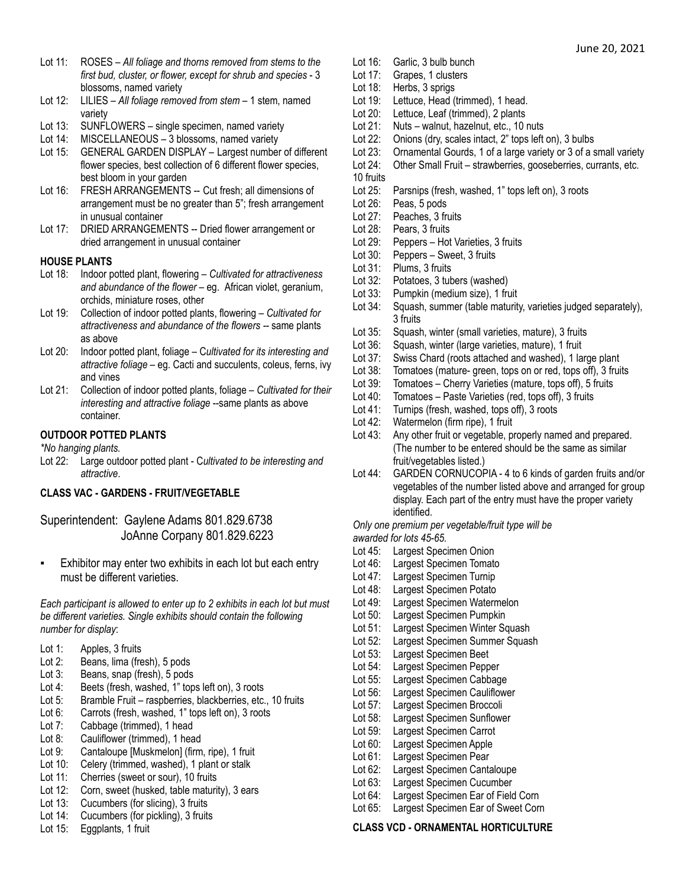- Lot 11: ROSES – *All foliage and thorns removed from stems to the first bud, cluster, or flower, except for shrub and species* - 3 blossoms, named variety
- Lot 12: LILIES – *All foliage removed from stem* – 1 stem, named variety
- Lot 13: SUNFLOWERS – single specimen, named variety
- Lot 14: MISCELLANEOUS – 3 blossoms, named variety
- Lot 15: GENERAL GARDEN DISPLAY – Largest number of different flower species, best collection of 6 different flower species, best bloom in your garden
- Lot 16: FRESH ARRANGEMENTS -- Cut fresh; all dimensions of arrangement must be no greater than 5"; fresh arrangement in unusual container
- Lot 17: DRIED ARRANGEMENTS -- Dried flower arrangement or dried arrangement in unusual container

**HOUSE PLANTS**

- Lot 18: Indoor potted plant, flowering – *Cultivated for attractiveness and abundance of the flower* – eg. African violet, geranium, orchids, miniature roses, other
- Lot 19: Collection of indoor potted plants, flowering – *Cultivated for attractiveness and abundance of the flowers* -- same plants as above
- Lot 20: Indoor potted plant, foliage – C*ultivated for its interesting and attractive foliage* – eg. Cacti and succulents, coleus, ferns, ivy and vines
- Lot 21: Collection of indoor potted plants, foliage – *Cultivated for their interesting and attractive foliage* --same plants as above container.

**OUTDOOR POTTED PLANTS**

*\*No hanging plants.*

- Lot 22: Large outdoor potted plant - C*ultivated to be interesting and attractive*.

**CLASS VAC - GARDENS - FRUIT/VEGETABLE**

Superintendent: Gaylene Adams 801.829.6738
JoAnne Corpany 801.829.6223

- Exhibitor may enter two exhibits in each lot but each entry must be different varieties.

*Each participant is allowed to enter up to 2 exhibits in each lot but must be different varieties. Single exhibits should contain the following number for display*:

- Lot 1: Apples, 3 fruits
- Lot 2: Beans, lima (fresh), 5 pods
- Lot 3: Beans, snap (fresh), 5 pods
- Lot 4: Beets (fresh, washed, 1" tops left on), 3 roots
- Lot 5: Bramble Fruit – raspberries, blackberries, etc., 10 fruits
- Lot 6: Carrots (fresh, washed, 1" tops left on), 3 roots
- Lot 7: Cabbage (trimmed), 1 head
- Lot 8: Cauliflower (trimmed), 1 head
- Lot 9: Cantaloupe [Muskmelon] (firm, ripe), 1 fruit
- Lot 10: Celery (trimmed, washed), 1 plant or stalk
- Lot 11: Cherries (sweet or sour), 10 fruits
- Lot 12: Corn, sweet (husked, table maturity), 3 ears
- Lot 13: Cucumbers (for slicing), 3 fruits
- Lot 14: Cucumbers (for pickling), 3 fruits
- Lot 15: Eggplants, 1 fruit
- Lot 16: Garlic, 3 bulb bunch
- Lot 17: Grapes, 1 clusters
- Lot 18: Herbs, 3 sprigs
- Lot 19: Lettuce, Head (trimmed), 1 head.
- Lot 20: Lettuce, Leaf (trimmed), 2 plants
- Lot 21: Nuts – walnut, hazelnut, etc., 10 nuts
- Lot 22: Onions (dry, scales intact, 2" tops left on), 3 bulbs
- Lot 23: Ornamental Gourds, 1 of a large variety or 3 of a small variety
- Lot 24: Other Small Fruit – strawberries, gooseberries, currants, etc. 10 fruits
- Lot 25: Parsnips (fresh, washed, 1" tops left on), 3 roots
- Lot 26: Peas, 5 pods
- Lot 27: Peaches, 3 fruits
- Lot 28: Pears, 3 fruits
- Lot 29: Peppers – Hot Varieties, 3 fruits
- Lot 30: Peppers – Sweet, 3 fruits
- Lot 31: Plums, 3 fruits
- Lot 32: Potatoes, 3 tubers (washed)
- Lot 33: Pumpkin (medium size), 1 fruit
- Lot 34: Squash, summer (table maturity, varieties judged separately), 3 fruits
- Lot 35: Squash, winter (small varieties, mature), 3 fruits
- Lot 36: Squash, winter (large varieties, mature), 1 fruit
- Lot 37: Swiss Chard (roots attached and washed), 1 large plant
- Lot 38: Tomatoes (mature- green, tops on or red, tops off), 3 fruits
- Lot 39: Tomatoes – Cherry Varieties (mature, tops off), 5 fruits
- Lot 40: Tomatoes – Paste Varieties (red, tops off), 3 fruits
- Lot 41: Turnips (fresh, washed, tops off), 3 roots
- Lot 42: Watermelon (firm ripe), 1 fruit
- Lot 43: Any other fruit or vegetable, properly named and prepared. (The number to be entered should be the same as similar fruit/vegetables listed.)
- Lot 44: GARDEN CORNUCOPIA - 4 to 6 kinds of garden fruits and/or vegetables of the number listed above and arranged for group display. Each part of the entry must have the proper variety identified.

*Only one premium per vegetable/fruit type will be awarded for lots 45-65.*

- Lot 45: Largest Specimen Onion
- Lot 46: Largest Specimen Tomato
- Lot 47: Largest Specimen Turnip
- Lot 48: Largest Specimen Potato
- Lot 49: Largest Specimen Watermelon
- Lot 50: Largest Specimen Pumpkin
- Lot 51: Largest Specimen Winter Squash
- Lot 52: Largest Specimen Summer Squash
- Lot 53: Largest Specimen Beet
- Lot 54: Largest Specimen Pepper
- Lot 55: Largest Specimen Cabbage
- Lot 56: Largest Specimen Cauliflower
- Lot 57: Largest Specimen Broccoli
- Lot 58: Largest Specimen Sunflower
- Lot 59: Largest Specimen Carrot
- Lot 60: Largest Specimen Apple
- Lot 61: Largest Specimen Pear
- Lot 62: Largest Specimen Cantaloupe
- Lot 63: Largest Specimen Cucumber
- Lot 64: Largest Specimen Ear of Field Corn
- Lot 65: Largest Specimen Ear of Sweet Corn

**CLASS VCD - ORNAMENTAL HORTICULTURE**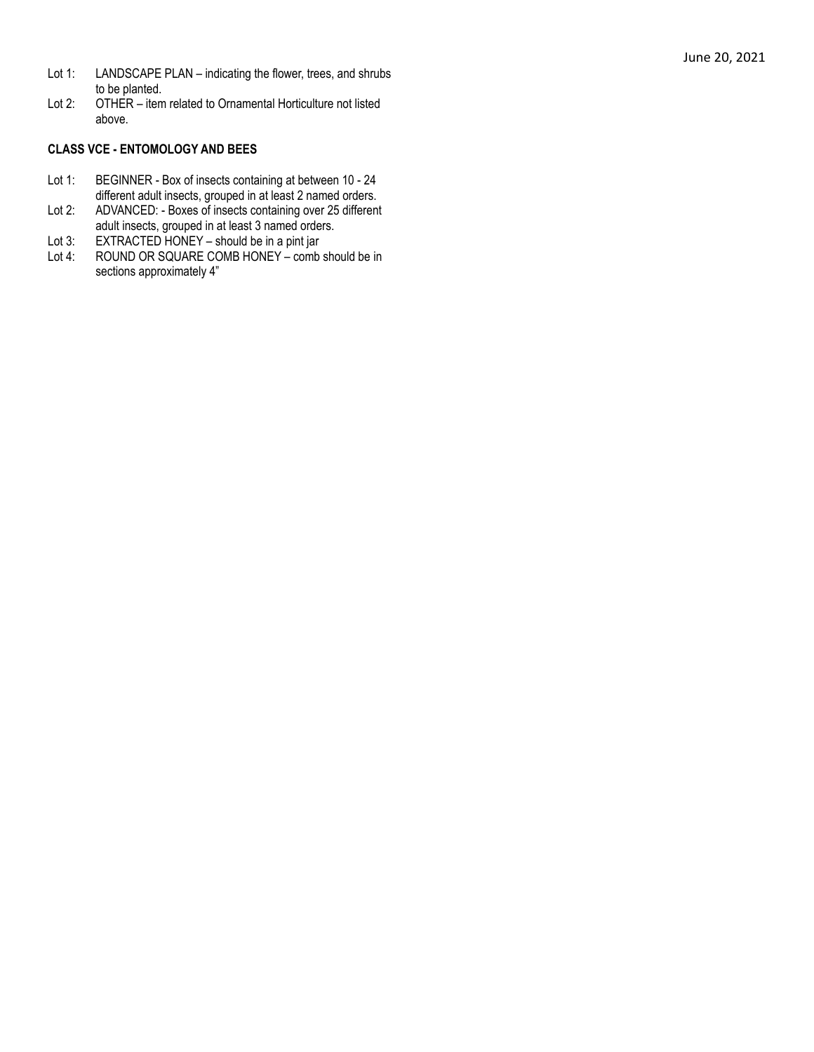Lot 1: LANDSCAPE PLAN – indicating the flower, trees, and shrubs to be planted.

Lot 2: OTHER – item related to Ornamental Horticulture not listed above.

**CLASS VCE - ENTOMOLOGY AND BEES**

Lot 1: BEGINNER - Box of insects containing at between 10 - 24 different adult insects, grouped in at least 2 named orders.

Lot 2: ADVANCED: - Boxes of insects containing over 25 different adult insects, grouped in at least 3 named orders.

Lot 3: EXTRACTED HONEY – should be in a pint jar

Lot 4: ROUND OR SQUARE COMB HONEY – comb should be in sections approximately 4”